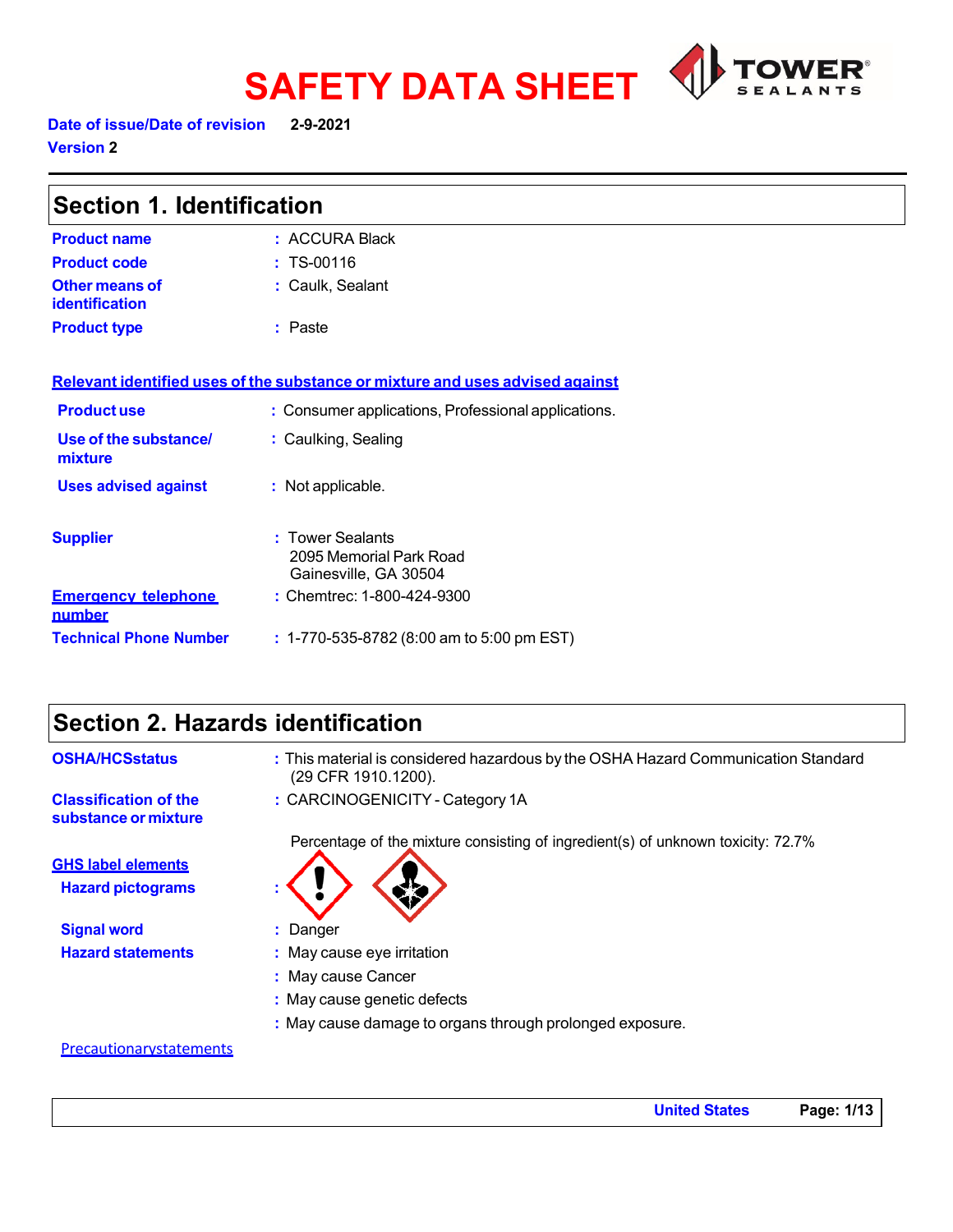# SAFETY DATA SHEET

**Date of issue/Date of revision** 2-9-2021
**Version** 2

## Section 1. Identification

| | |
|---|---|
| **Product name** | : ACCURA Black |
| **Product code** | : TS-00116 |
| **Other means of identification** | : Caulk, Sealant |
| **Product type** | : Paste |

**Relevant identified uses of the substance or mixture and uses advised against**

| | |
|---|---|
| **Product use** | : Consumer applications, Professional applications. |
| **Use of the substance/ mixture** | : Caulking, Sealing |
| **Uses advised against** | : Not applicable. |

| | |
|---|---|
| **Supplier** | : Tower Sealants<br>2095 Memorial Park Road<br>Gainesville, GA 30504 |
| **Emergency telephone number** | : Chemtrec: 1-800-424-9300 |
| **Technical Phone Number** | : 1-770-535-8782 (8:00 am to 5:00 pm EST) |

## Section 2. Hazards identification

| | |
|---|---|
| **OSHA/HCSstatus** | : This material is considered hazardous by the OSHA Hazard Communication Standard (29 CFR 1910.1200). |
| **Classification of the substance or mixture** | : CARCINOGENICITY - Category 1A |

Percentage of the mixture consisting of ingredient(s) of unknown toxicity: 72.7%

**GHS label elements**

**Hazard pictograms** :

**Signal word** : Danger

**Hazard statements**
: May cause eye irritation
: May cause Cancer
: May cause genetic defects
: May cause damage to organs through prolonged exposure.

Precautionarystatements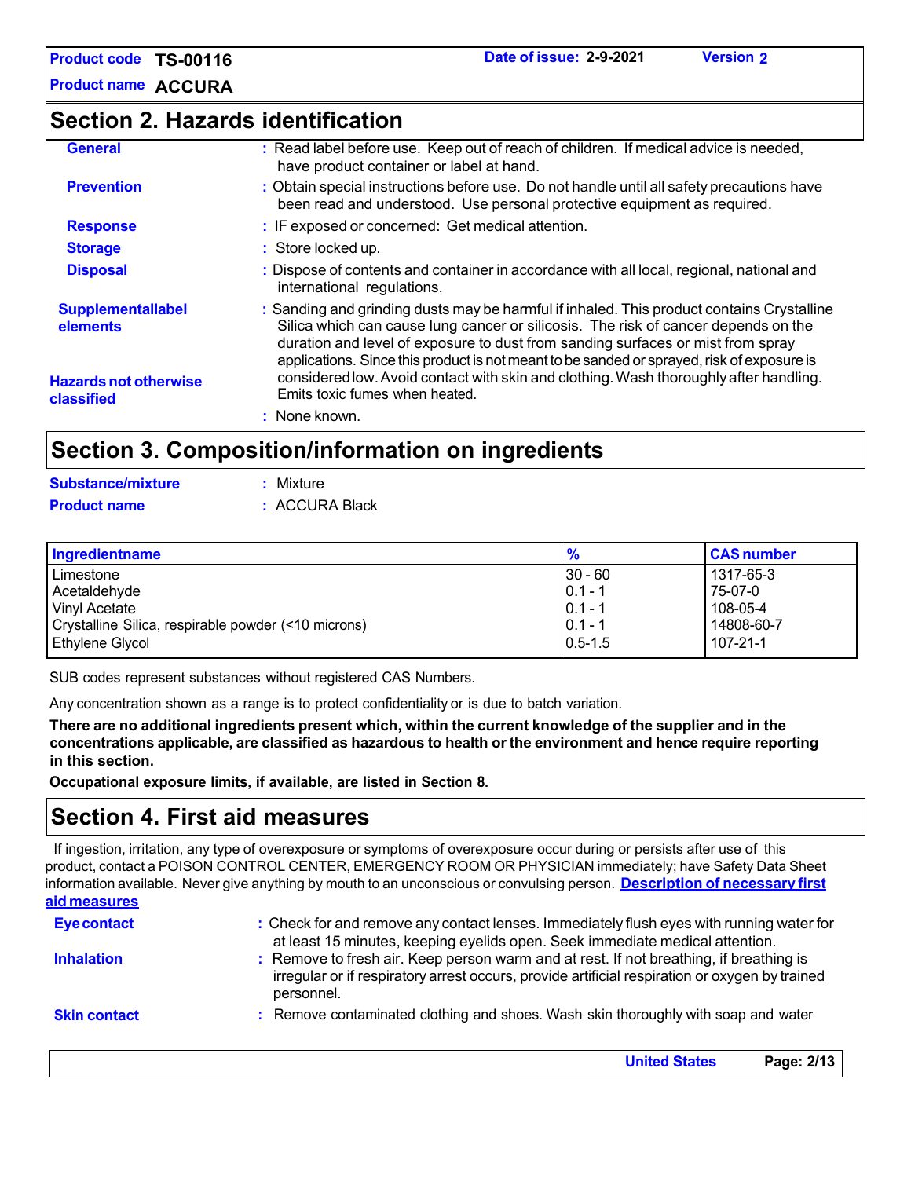## Section 2. Hazards identification

**General** : Read label before use. Keep out of reach of children. If medical advice is needed, have product container or label at hand.

**Prevention** : Obtain special instructions before use. Do not handle until all safety precautions have been read and understood. Use personal protective equipment as required.

**Response** : IF exposed or concerned: Get medical attention.

**Storage** : Store locked up.

**Disposal** : Dispose of contents and container in accordance with all local, regional, national and international regulations.

**Supplementallabel elements** : Sanding and grinding dusts may be harmful if inhaled. This product contains Crystalline Silica which can cause lung cancer or silicosis. The risk of cancer depends on the duration and level of exposure to dust from sanding surfaces or mist from spray applications. Since this product is not meant to be sanded or sprayed, risk of exposure is considered low. Avoid contact with skin and clothing. Wash thoroughly after handling. Emits toxic fumes when heated.

**Hazards not otherwise classified** : None known.

## Section 3. Composition/information on ingredients

**Substance/mixture** : Mixture

**Product name** : ACCURA Black

| Ingredientname | % | CAS number |
|---|---|---|
| Limestone | 30 - 60 | 1317-65-3 |
| Acetaldehyde | 0.1 - 1 | 75-07-0 |
| Vinyl Acetate | 0.1 - 1 | 108-05-4 |
| Crystalline Silica, respirable powder (<10 microns) | 0.1 - 1 | 14808-60-7 |
| Ethylene Glycol | 0.5-1.5 | 107-21-1 |

SUB codes represent substances without registered CAS Numbers.

Any concentration shown as a range is to protect confidentiality or is due to batch variation.

**There are no additional ingredients present which, within the current knowledge of the supplier and in the concentrations applicable, are classified as hazardous to health or the environment and hence require reporting in this section.**

**Occupational exposure limits, if available, are listed in Section 8.**

## Section 4. First aid measures

If ingestion, irritation, any type of overexposure or symptoms of overexposure occur during or persists after use of this product, contact a POISON CONTROL CENTER, EMERGENCY ROOM OR PHYSICIAN immediately; have Safety Data Sheet information available. Never give anything by mouth to an unconscious or convulsing person. **Description of necessary first aid measures**

**Eye contact** : Check for and remove any contact lenses. Immediately flush eyes with running water for at least 15 minutes, keeping eyelids open. Seek immediate medical attention.

**Inhalation** : Remove to fresh air. Keep person warm and at rest. If not breathing, if breathing is irregular or if respiratory arrest occurs, provide artificial respiration or oxygen by trained personnel.

**Skin contact** : Remove contaminated clothing and shoes. Wash skin thoroughly with soap and water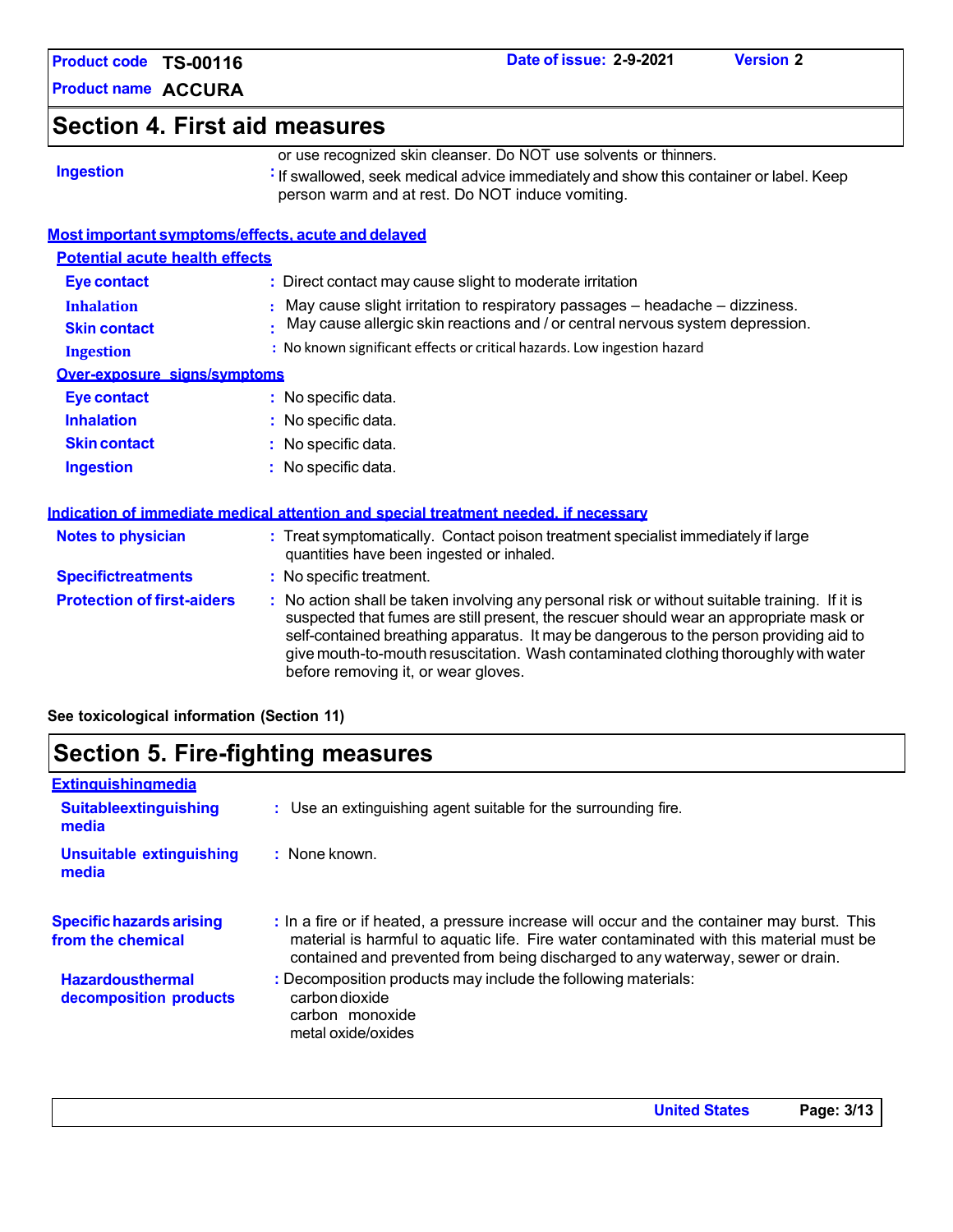## Section 4. First aid measures

or use recognized skin cleanser. Do NOT use solvents or thinners.

**Ingestion** : If swallowed, seek medical advice immediately and show this container or label. Keep person warm and at rest. Do NOT induce vomiting.

### Most important symptoms/effects, acute and delayed

#### Potential acute health effects

| | |
|---|---|
| **Eye contact** | : Direct contact may cause slight to moderate irritation |
| **Inhalation** | : May cause slight irritation to respiratory passages – headache – dizziness. |
| **Skin contact** | : May cause allergic skin reactions and / or central nervous system depression. |
| **Ingestion** | : No known significant effects or critical hazards. Low ingestion hazard |

#### Over-exposure signs/symptoms

| | |
|---|---|
| **Eye contact** | : No specific data. |
| **Inhalation** | : No specific data. |
| **Skin contact** | : No specific data. |
| **Ingestion** | : No specific data. |

### Indication of immediate medical attention and special treatment needed, if necessary

| | |
|---|---|
| **Notes to physician** | : Treat symptomatically. Contact poison treatment specialist immediately if large quantities have been ingested or inhaled. |
| **Specific treatments** | : No specific treatment. |
| **Protection of first-aiders** | : No action shall be taken involving any personal risk or without suitable training. If it is suspected that fumes are still present, the rescuer should wear an appropriate mask or self-contained breathing apparatus. It may be dangerous to the person providing aid to give mouth-to-mouth resuscitation. Wash contaminated clothing thoroughly with water before removing it, or wear gloves. |

**See toxicological information (Section 11)**

## Section 5. Fire-fighting measures

### Extinguishing media

| | |
|---|---|
| **Suitable extinguishing media** | : Use an extinguishing agent suitable for the surrounding fire. |
| **Unsuitable extinguishing media** | : None known. |

| | |
|---|---|
| **Specific hazards arising from the chemical** | : In a fire or if heated, a pressure increase will occur and the container may burst. This material is harmful to aquatic life. Fire water contaminated with this material must be contained and prevented from being discharged to any waterway, sewer or drain. |
| **Hazardous thermal decomposition products** | : Decomposition products may include the following materials:<br>carbon dioxide<br>carbon monoxide<br>metal oxide/oxides |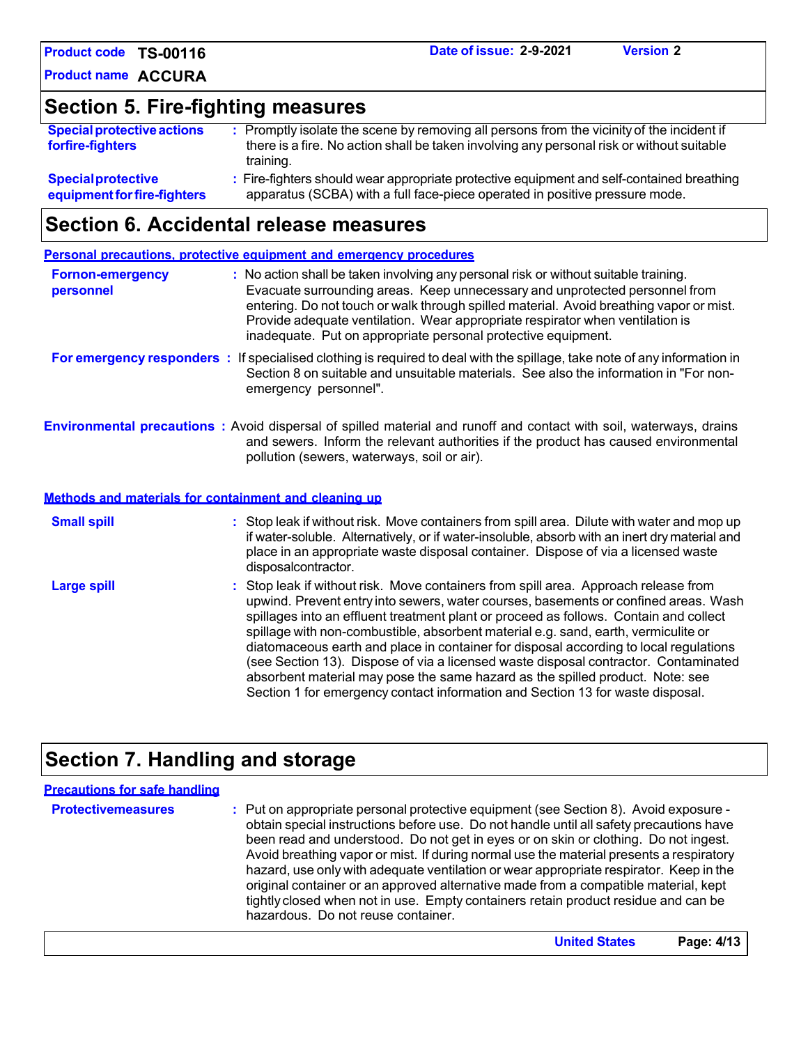## Section 5. Fire-fighting measures

**Special protective actions forfire-fighters** : Promptly isolate the scene by removing all persons from the vicinity of the incident if there is a fire. No action shall be taken involving any personal risk or without suitable training.

**Specialprotective equipment for fire-fighters** : Fire-fighters should wear appropriate protective equipment and self-contained breathing apparatus (SCBA) with a full face-piece operated in positive pressure mode.

## Section 6. Accidental release measures

### Personal precautions, protective equipment and emergency procedures

**Fornon-emergency personnel** : No action shall be taken involving any personal risk or without suitable training. Evacuate surrounding areas. Keep unnecessary and unprotected personnel from entering. Do not touch or walk through spilled material. Avoid breathing vapor or mist. Provide adequate ventilation. Wear appropriate respirator when ventilation is inadequate. Put on appropriate personal protective equipment.

**For emergency responders** : If specialised clothing is required to deal with the spillage, take note of any information in Section 8 on suitable and unsuitable materials. See also the information in "For non-emergency personnel".

**Environmental precautions** : Avoid dispersal of spilled material and runoff and contact with soil, waterways, drains and sewers. Inform the relevant authorities if the product has caused environmental pollution (sewers, waterways, soil or air).

### Methods and materials for containment and cleaning up

**Small spill** : Stop leak if without risk. Move containers from spill area. Dilute with water and mop up if water-soluble. Alternatively, or if water-insoluble, absorb with an inert dry material and place in an appropriate waste disposal container. Dispose of via a licensed waste disposalcontractor.

**Large spill** : Stop leak if without risk. Move containers from spill area. Approach release from upwind. Prevent entry into sewers, water courses, basements or confined areas. Wash spillages into an effluent treatment plant or proceed as follows. Contain and collect spillage with non-combustible, absorbent material e.g. sand, earth, vermiculite or diatomaceous earth and place in container for disposal according to local regulations (see Section 13). Dispose of via a licensed waste disposal contractor. Contaminated absorbent material may pose the same hazard as the spilled product. Note: see Section 1 for emergency contact information and Section 13 for waste disposal.

## Section 7. Handling and storage

### Precautions for safe handling

**Protectivemeasures** : Put on appropriate personal protective equipment (see Section 8). Avoid exposure - obtain special instructions before use. Do not handle until all safety precautions have been read and understood. Do not get in eyes or on skin or clothing. Do not ingest. Avoid breathing vapor or mist. If during normal use the material presents a respiratory hazard, use only with adequate ventilation or wear appropriate respirator. Keep in the original container or an approved alternative made from a compatible material, kept tightly closed when not in use. Empty containers retain product residue and can be hazardous. Do not reuse container.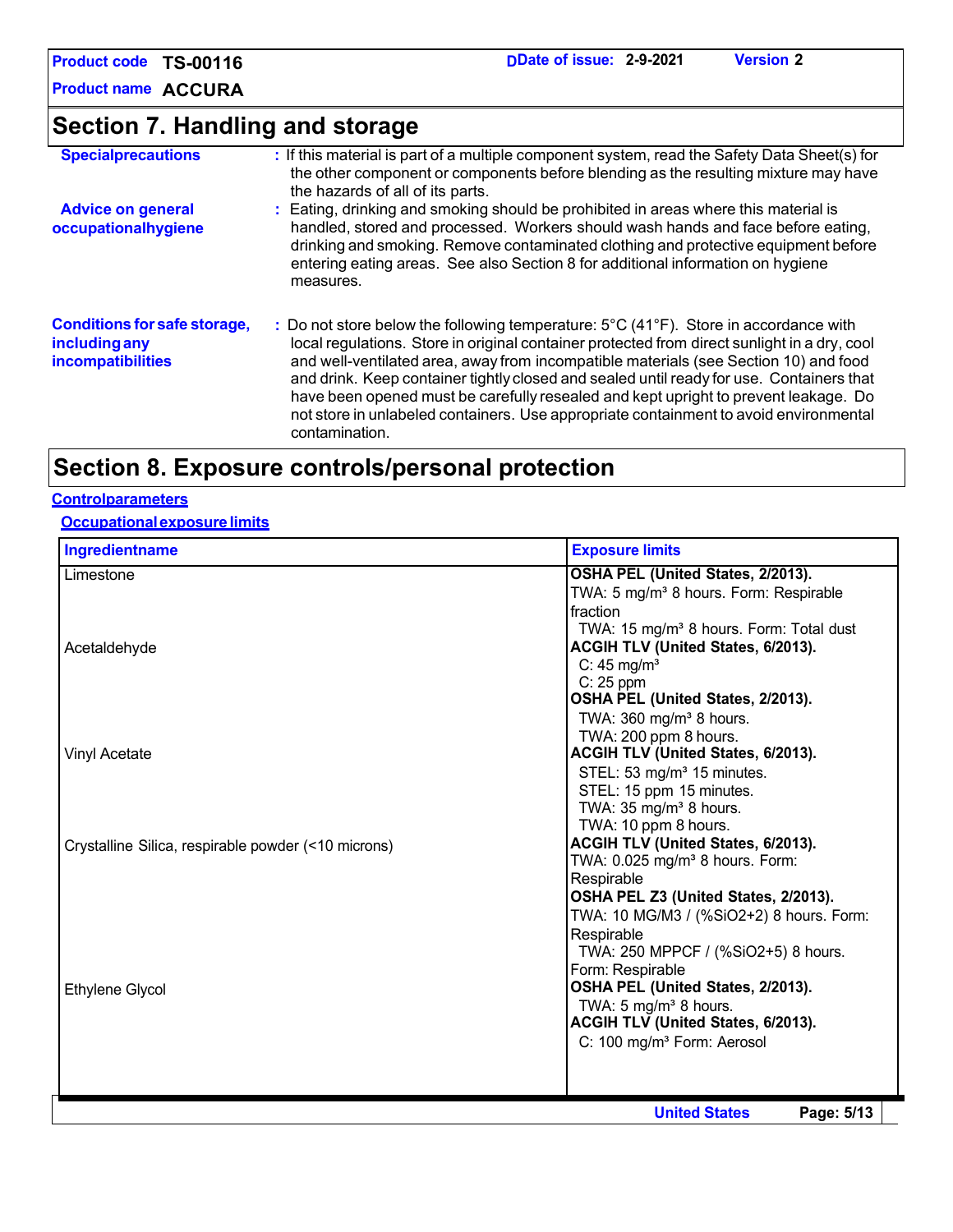## Section 7. Handling and storage

**Specialprecautions** : If this material is part of a multiple component system, read the Safety Data Sheet(s) for the other component or components before blending as the resulting mixture may have the hazards of all of its parts.

**Advice on general occupationalhygiene** : Eating, drinking and smoking should be prohibited in areas where this material is handled, stored and processed. Workers should wash hands and face before eating, drinking and smoking. Remove contaminated clothing and protective equipment before entering eating areas. See also Section 8 for additional information on hygiene measures.

**Conditions for safe storage, including any incompatibilities** : Do not store below the following temperature: 5°C (41°F). Store in accordance with local regulations. Store in original container protected from direct sunlight in a dry, cool and well-ventilated area, away from incompatible materials (see Section 10) and food and drink. Keep container tightly closed and sealed until ready for use. Containers that have been opened must be carefully resealed and kept upright to prevent leakage. Do not store in unlabeled containers. Use appropriate containment to avoid environmental contamination.

## Section 8. Exposure controls/personal protection

### Controlparameters

#### Occupationalexposure limits

| Ingredientname | Exposure limits |
|---|---|
| Limestone | **OSHA PEL (United States, 2/2013).**<br>TWA: 5 mg/m³ 8 hours. Form: Respirable fraction<br>TWA: 15 mg/m³ 8 hours. Form: Total dust |
| Acetaldehyde | **ACGIH TLV (United States, 6/2013).**<br>C: 45 mg/m³<br>C: 25 ppm<br>**OSHA PEL (United States, 2/2013).**<br>TWA: 360 mg/m³ 8 hours.<br>TWA: 200 ppm 8 hours. |
| Vinyl Acetate | **ACGIH TLV (United States, 6/2013).**<br>STEL: 53 mg/m³ 15 minutes.<br>STEL: 15 ppm 15 minutes.<br>TWA: 35 mg/m³ 8 hours.<br>TWA: 10 ppm 8 hours. |
| Crystalline Silica, respirable powder (<10 microns) | **ACGIH TLV (United States, 6/2013).**<br>TWA: 0.025 mg/m³ 8 hours. Form: Respirable<br>**OSHA PEL Z3 (United States, 2/2013).**<br>TWA: 10 MG/M3 / (%SiO2+2) 8 hours. Form: Respirable<br>TWA: 250 MPPCF / (%SiO2+5) 8 hours. Form: Respirable |
| Ethylene Glycol | **OSHA PEL (United States, 2/2013).**<br>TWA: 5 mg/m³ 8 hours.<br>**ACGIH TLV (United States, 6/2013).**<br>C: 100 mg/m³ Form: Aerosol |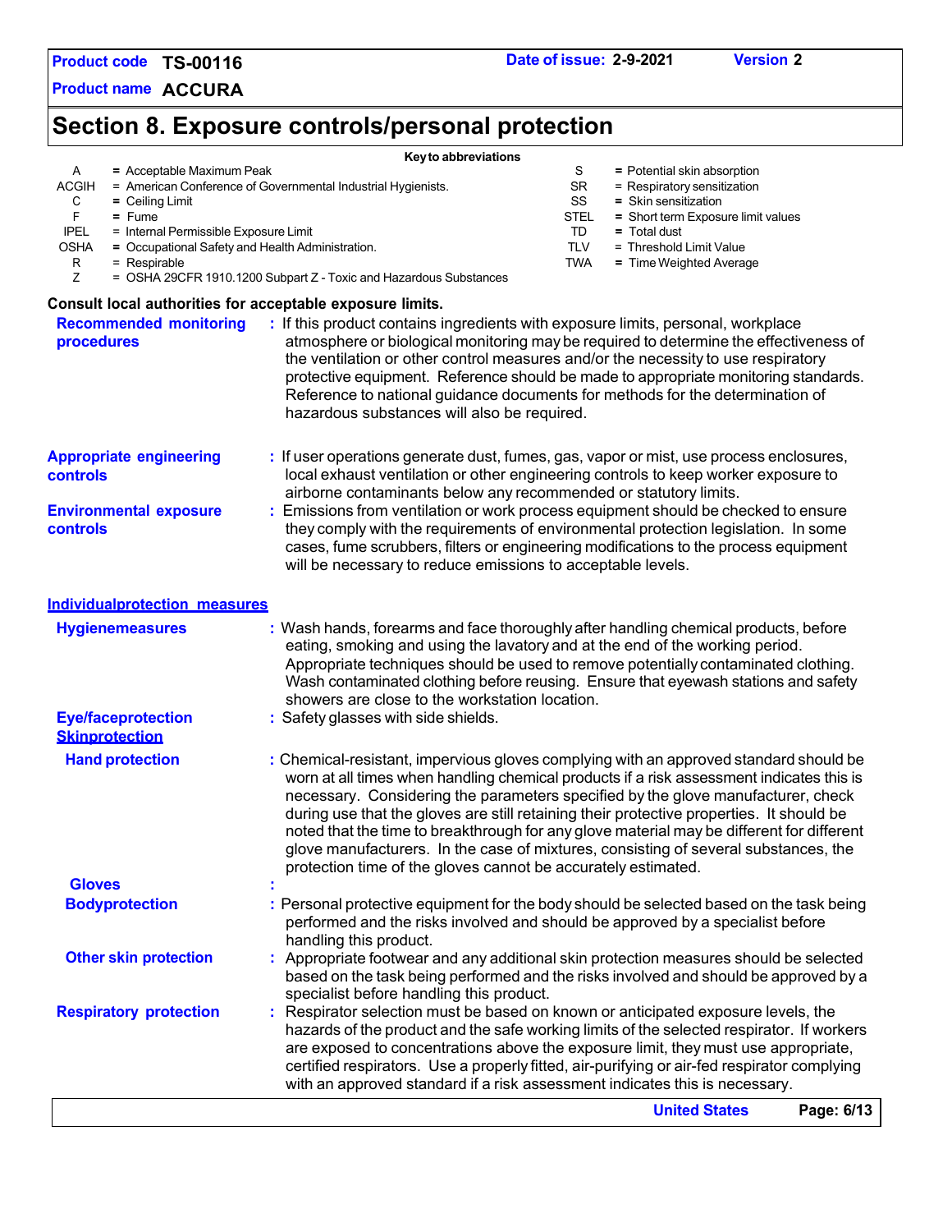# Section 8. Exposure controls/personal protection

**Key to abbreviations**

| | | | |
|---|---|---|---|
| A | = Acceptable Maximum Peak | S | = Potential skin absorption |
| ACGIH | = American Conference of Governmental Industrial Hygienists. | SR | = Respiratory sensitization |
| C | = Ceiling Limit | SS | = Skin sensitization |
| F | = Fume | STEL | = Short term Exposure limit values |
| IPEL | = Internal Permissible Exposure Limit | TD | = Total dust |
| OSHA | = Occupational Safety and Health Administration. | TLV | = Threshold Limit Value |
| R | = Respirable | TWA | = Time Weighted Average |
| Z | = OSHA 29CFR 1910.1200 Subpart Z - Toxic and Hazardous Substances | | |

**Consult local authorities for acceptable exposure limits.**

**Recommended monitoring procedures** : If this product contains ingredients with exposure limits, personal, workplace atmosphere or biological monitoring may be required to determine the effectiveness of the ventilation or other control measures and/or the necessity to use respiratory protective equipment. Reference should be made to appropriate monitoring standards. Reference to national guidance documents for methods for the determination of hazardous substances will also be required.

**Appropriate engineering controls** : If user operations generate dust, fumes, gas, vapor or mist, use process enclosures, local exhaust ventilation or other engineering controls to keep worker exposure to airborne contaminants below any recommended or statutory limits.

**Environmental exposure controls** : Emissions from ventilation or work process equipment should be checked to ensure they comply with the requirements of environmental protection legislation. In some cases, fume scrubbers, filters or engineering modifications to the process equipment will be necessary to reduce emissions to acceptable levels.

## Individualprotection measures

**Hygienemeasures** : Wash hands, forearms and face thoroughly after handling chemical products, before eating, smoking and using the lavatory and at the end of the working period. Appropriate techniques should be used to remove potentially contaminated clothing. Wash contaminated clothing before reusing. Ensure that eyewash stations and safety showers are close to the workstation location.

**Eye/faceprotection** : Safety glasses with side shields.

**Skinprotection**

**Hand protection** : Chemical-resistant, impervious gloves complying with an approved standard should be worn at all times when handling chemical products if a risk assessment indicates this is necessary. Considering the parameters specified by the glove manufacturer, check during use that the gloves are still retaining their protective properties. It should be noted that the time to breakthrough for any glove material may be different for different glove manufacturers. In the case of mixtures, consisting of several substances, the protection time of the gloves cannot be accurately estimated.

**Gloves** :

**Bodyprotection** : Personal protective equipment for the body should be selected based on the task being performed and the risks involved and should be approved by a specialist before handling this product.

**Other skin protection** : Appropriate footwear and any additional skin protection measures should be selected based on the task being performed and the risks involved and should be approved by a specialist before handling this product.

**Respiratory protection** : Respirator selection must be based on known or anticipated exposure levels, the hazards of the product and the safe working limits of the selected respirator. If workers are exposed to concentrations above the exposure limit, they must use appropriate, certified respirators. Use a properly fitted, air-purifying or air-fed respirator complying with an approved standard if a risk assessment indicates this is necessary.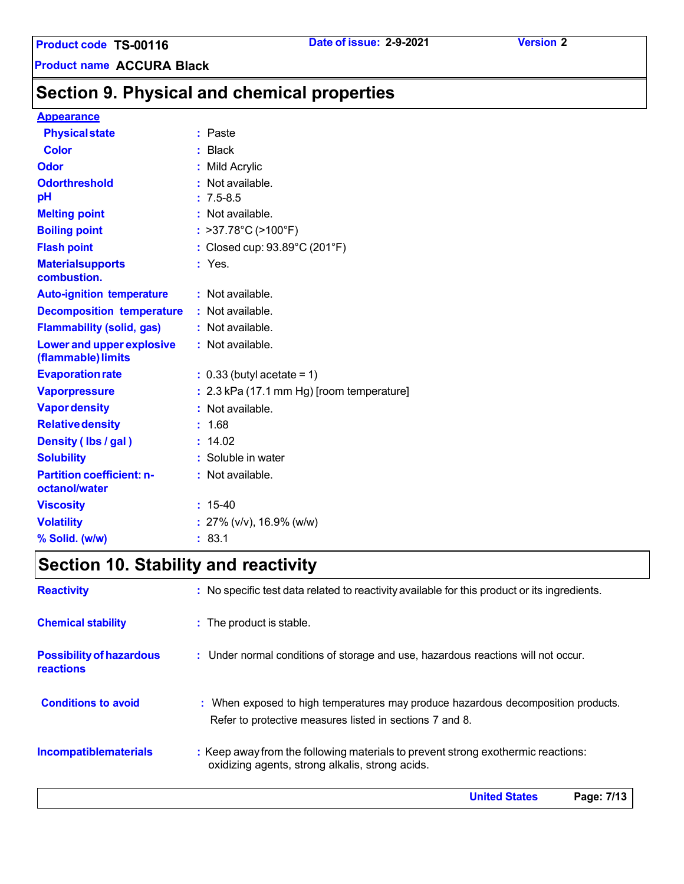## Section 9. Physical and chemical properties

**Appearance**

| | |
|---|---|
| **Physical state** | Paste |
| **Color** | Black |
| **Odor** | Mild Acrylic |
| **Odorthreshold** | Not available. |
| **pH** | 7.5-8.5 |
| **Melting point** | Not available. |
| **Boiling point** | >37.78°C (>100°F) |
| **Flash point** | Closed cup: 93.89°C (201°F) |
| **Materialsupports combustion.** | Yes. |
| **Auto-ignition temperature** | Not available. |
| **Decomposition temperature** | Not available. |
| **Flammability (solid, gas)** | Not available. |
| **Lower and upper explosive (flammable) limits** | Not available. |
| **Evaporation rate** | 0.33 (butyl acetate = 1) |
| **Vaporpressure** | 2.3 kPa (17.1 mm Hg) [room temperature] |
| **Vapor density** | Not available. |
| **Relative density** | 1.68 |
| **Density ( lbs / gal )** | 14.02 |
| **Solubility** | Soluble in water |
| **Partition coefficient: n-octanol/water** | Not available. |
| **Viscosity** | 15-40 |
| **Volatility** | 27% (v/v), 16.9% (w/w) |
| **% Solid. (w/w)** | 83.1 |

## Section 10. Stability and reactivity

| | |
|---|---|
| **Reactivity** | No specific test data related to reactivity available for this product or its ingredients. |
| **Chemical stability** | The product is stable. |
| **Possibility of hazardous reactions** | Under normal conditions of storage and use, hazardous reactions will not occur. |
| **Conditions to avoid** | When exposed to high temperatures may produce hazardous decomposition products. Refer to protective measures listed in sections 7 and 8. |
| **Incompatiblematerials** | Keep away from the following materials to prevent strong exothermic reactions: oxidizing agents, strong alkalis, strong acids. |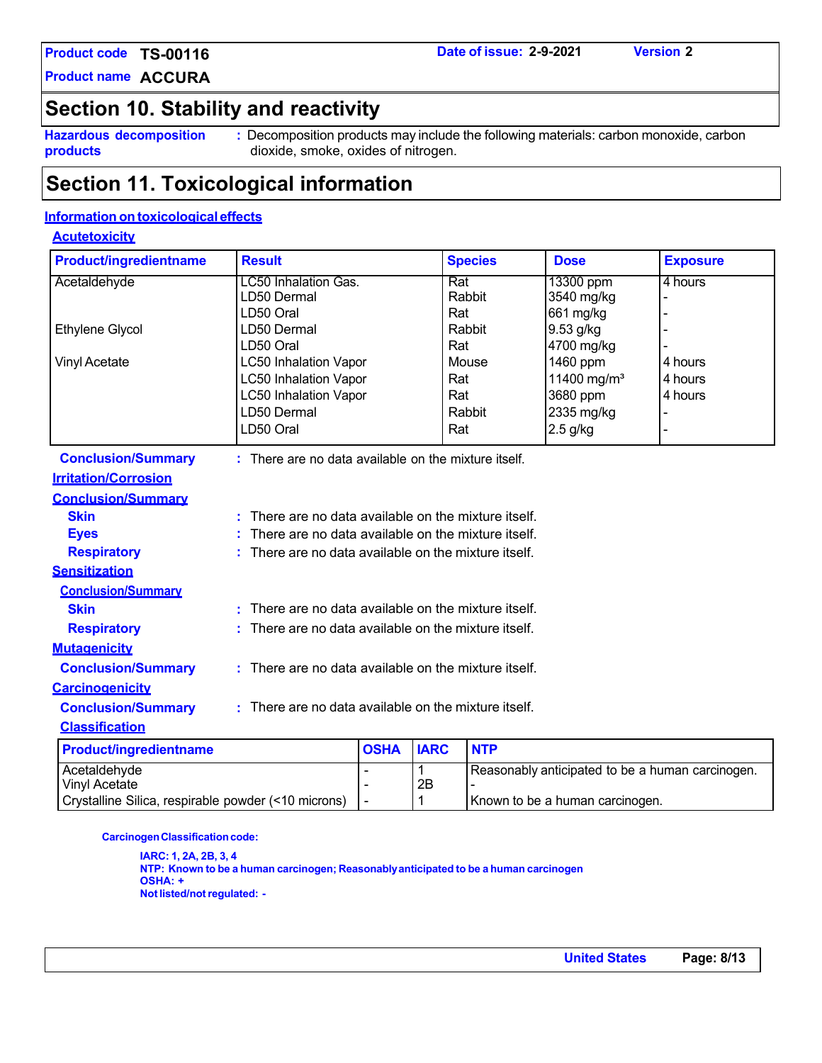## Section 10. Stability and reactivity

**Hazardous decomposition products** : Decomposition products may include the following materials: carbon monoxide, carbon dioxide, smoke, oxides of nitrogen.

## Section 11. Toxicological information

### Information on toxicological effects

**Acute toxicity**

| Product/ingredient name | Result | Species | Dose | Exposure |
|---|---|---|---|---|
| Acetaldehyde | LC50 Inhalation Gas. | Rat | 13300 ppm | 4 hours |
| | LD50 Dermal | Rabbit | 3540 mg/kg | - |
| | LD50 Oral | Rat | 661 mg/kg | - |
| Ethylene Glycol | LD50 Dermal | Rabbit | 9.53 g/kg | - |
| | LD50 Oral | Rat | 4700 mg/kg | - |
| Vinyl Acetate | LC50 Inhalation Vapor | Mouse | 1460 ppm | 4 hours |
| | LC50 Inhalation Vapor | Rat | 11400 mg/m³ | 4 hours |
| | LC50 Inhalation Vapor | Rat | 3680 ppm | 4 hours |
| | LD50 Dermal | Rabbit | 2335 mg/kg | - |
| | LD50 Oral | Rat | 2.5 g/kg | - |

**Conclusion/Summary** : There are no data available on the mixture itself.

**Irritation/Corrosion**

**Conclusion/Summary**

**Skin** : There are no data available on the mixture itself.

**Eyes** : There are no data available on the mixture itself.

**Respiratory** : There are no data available on the mixture itself.

**Sensitization**

**Conclusion/Summary**

**Skin** : There are no data available on the mixture itself.

**Respiratory** : There are no data available on the mixture itself.

**Mutagenicity**

**Conclusion/Summary** : There are no data available on the mixture itself.

**Carcinogenicity**

**Conclusion/Summary** : There are no data available on the mixture itself.

**Classification**

| Product/ingredient name | OSHA | IARC | NTP |
|---|---|---|---|
| Acetaldehyde | - | 1 | Reasonably anticipated to be a human carcinogen. |
| Vinyl Acetate | - | 2B | - |
| Crystalline Silica, respirable powder (<10 microns) | - | 1 | Known to be a human carcinogen. |

**Carcinogen Classification code:**

**IARC: 1, 2A, 2B, 3, 4**
**NTP: Known to be a human carcinogen; Reasonably anticipated to be a human carcinogen**
**OSHA: +**
**Not listed/not regulated: -**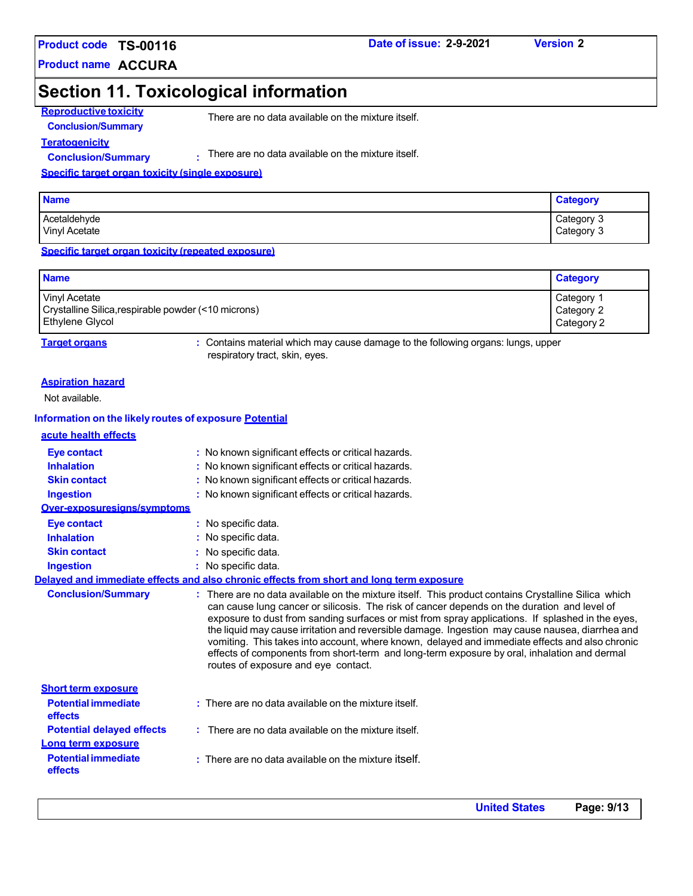# Section 11. Toxicological information

**Reproductive toxicity**

**Conclusion/Summary** There are no data available on the mixture itself.

**Teratogenicity**

**Conclusion/Summary** : There are no data available on the mixture itself.

**Specific target organ toxicity (single exposure)**

| Name | Category |
|---|---|
| Acetaldehyde | Category 3 |
| Vinyl Acetate | Category 3 |

**Specific target organ toxicity (repeated exposure)**

| Name | Category |
|---|---|
| Vinyl Acetate | Category 1 |
| Crystalline Silica,respirable powder (<10 microns) | Category 2 |
| Ethylene Glycol | Category 2 |

**Target organs** : Contains material which may cause damage to the following organs: lungs, upper respiratory tract, skin, eyes.

**Aspiration hazard**

Not available.

**Information on the likely routes of exposure Potential**

**acute health effects**

**Eye contact** : No known significant effects or critical hazards.

**Inhalation** : No known significant effects or critical hazards.

**Skin contact** : No known significant effects or critical hazards.

**Ingestion** : No known significant effects or critical hazards.

**Over-exposuresigns/symptoms**

**Eye contact** : No specific data.

**Inhalation** : No specific data.

**Skin contact** : No specific data.

**Ingestion** : No specific data.

**Delayed and immediate effects and also chronic effects from short and long term exposure**

**Conclusion/Summary** : There are no data available on the mixture itself. This product contains Crystalline Silica which can cause lung cancer or silicosis. The risk of cancer depends on the duration and level of exposure to dust from sanding surfaces or mist from spray applications. If splashed in the eyes, the liquid may cause irritation and reversible damage. Ingestion may cause nausea, diarrhea and vomiting. This takes into account, where known, delayed and immediate effects and also chronic effects of components from short-term and long-term exposure by oral, inhalation and dermal routes of exposure and eye contact.

**Short term exposure**

**Potential immediate effects** : There are no data available on the mixture itself.

**Potential delayed effects** : There are no data available on the mixture itself.

**Long term exposure**

**Potential immediate effects** : There are no data available on the mixture itself.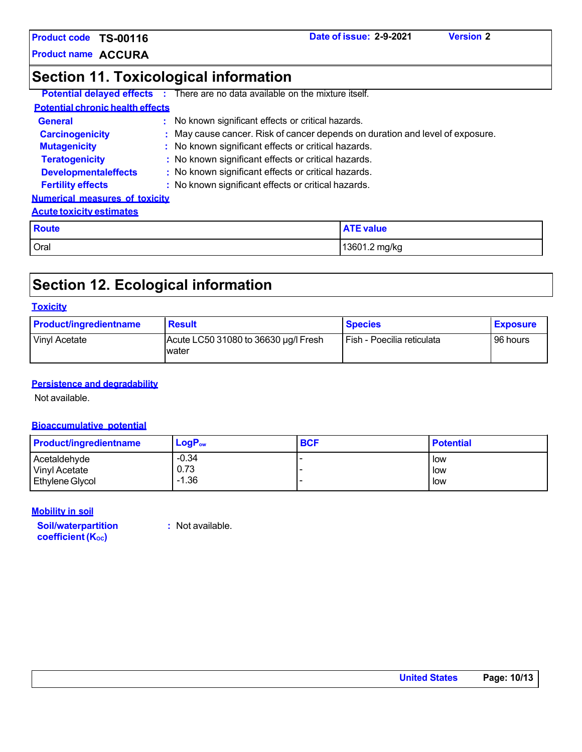## Section 11. Toxicological information

**Potential delayed effects** : There are no data available on the mixture itself.

**Potential chronic health effects**

**General** : No known significant effects or critical hazards.

**Carcinogenicity** : May cause cancer. Risk of cancer depends on duration and level of exposure.

**Mutagenicity** : No known significant effects or critical hazards.

**Teratogenicity** : No known significant effects or critical hazards.

**Developmentaleffects** : No known significant effects or critical hazards.

**Fertility effects** : No known significant effects or critical hazards.

**Numerical measures of toxicity**

**Acute toxicity estimates**

| Route | ATE value |
|---|---|
| Oral | 13601.2 mg/kg |

## Section 12. Ecological information

**Toxicity**

| Product/ingredientname | Result | Species | Exposure |
|---|---|---|---|
| Vinyl Acetate | Acute LC50 31080 to 36630 µg/l Fresh water | Fish - Poecilia reticulata | 96 hours |

**Persistence and degradability**

Not available.

**Bioaccumulative potential**

| Product/ingredientname | $LogP_{ow}$ | BCF | Potential |
|---|---|---|---|
| Acetaldehyde | -0.34 | - | low |
| Vinyl Acetate | 0.73 | - | low |
| Ethylene Glycol | -1.36 | - | low |

**Mobility in soil**

**Soil/waterpartition coefficient ($K_{OC}$)** : Not available.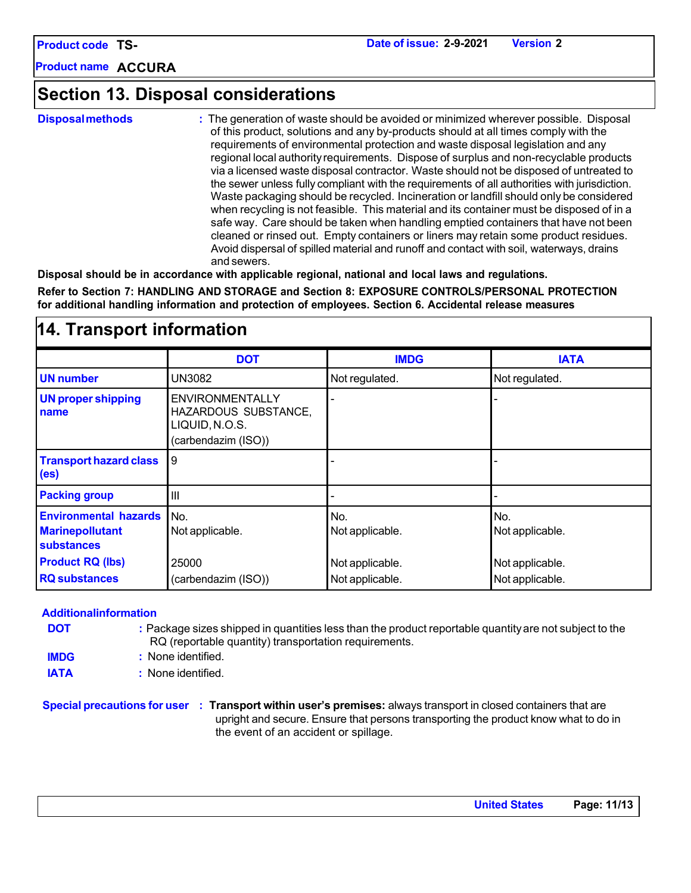## Section 13. Disposal considerations

**Disposal methods** : The generation of waste should be avoided or minimized wherever possible. Disposal of this product, solutions and any by-products should at all times comply with the requirements of environmental protection and waste disposal legislation and any regional local authority requirements. Dispose of surplus and non-recyclable products via a licensed waste disposal contractor. Waste should not be disposed of untreated to the sewer unless fully compliant with the requirements of all authorities with jurisdiction. Waste packaging should be recycled. Incineration or landfill should only be considered when recycling is not feasible. This material and its container must be disposed of in a safe way. Care should be taken when handling emptied containers that have not been cleaned or rinsed out. Empty containers or liners may retain some product residues. Avoid dispersal of spilled material and runoff and contact with soil, waterways, drains and sewers.

**Disposal should be in accordance with applicable regional, national and local laws and regulations.**

**Refer to Section 7: HANDLING AND STORAGE and Section 8: EXPOSURE CONTROLS/PERSONAL PROTECTION for additional handling information and protection of employees. Section 6. Accidental release measures**

## 14. Transport information

| | DOT | IMDG | IATA |
|---|---|---|---|
| **UN number** | UN3082 | Not regulated. | Not regulated. |
| **UN proper shipping name** | ENVIRONMENTALLY HAZARDOUS SUBSTANCE, LIQUID, N.O.S. (carbendazim (ISO)) | - | - |
| **Transport hazard class (es)** | 9 | - | - |
| **Packing group** | III | - | - |
| **Environmental hazards** | No. | No. | No. |
| **Marinepollutant substances** | Not applicable. | Not applicable. | Not applicable. |
| **Product RQ (lbs)** | 25000 | Not applicable. | Not applicable. |
| **RQ substances** | (carbendazim (ISO)) | Not applicable. | Not applicable. |

**Additional information**

**DOT** : Package sizes shipped in quantities less than the product reportable quantity are not subject to the RQ (reportable quantity) transportation requirements.

**IMDG** : None identified.

**IATA** : None identified.

**Special precautions for user** : **Transport within user's premises:** always transport in closed containers that are upright and secure. Ensure that persons transporting the product know what to do in the event of an accident or spillage.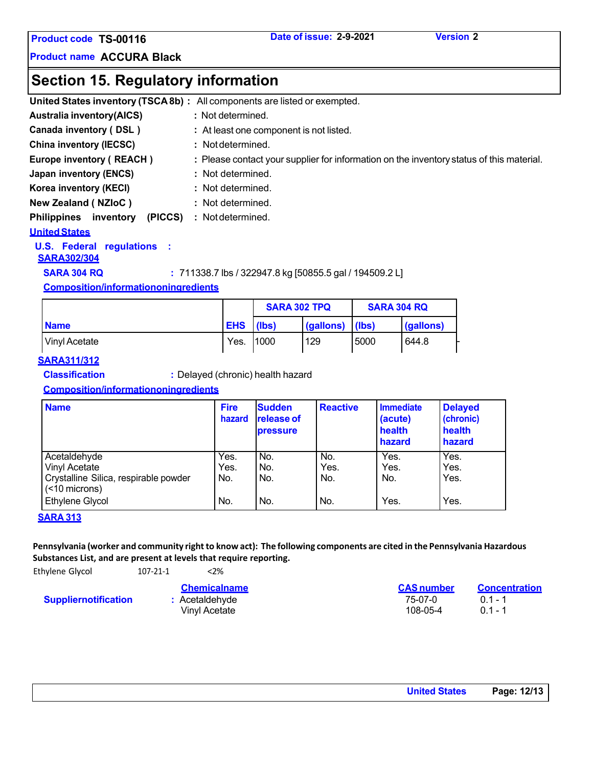# Section 15. Regulatory information

**United States inventory (TSCA 8b)** : All components are listed or exempted.

**Australia inventory(AICS)** : Not determined.

**Canada inventory ( DSL )** : At least one component is not listed.

**China inventory (IECSC)** : Not determined.

**Europe inventory ( REACH )** : Please contact your supplier for information on the inventory status of this material.

**Japan inventory (ENCS)** : Not determined.

**Korea inventory (KECI)** : Not determined.

**New Zealand ( NZIoC )** : Not determined.

**Philippines inventory (PICCS)** : Not determined.

## United States

### U.S. Federal regulations :

#### SARA302/304

**SARA 304 RQ** : 711338.7 lbs / 322947.8 kg [50855.5 gal / 194509.2 L]

**Composition/informationoningredients**

| Name | EHS | SARA 302 TPQ | | SARA 304 RQ | |
|---|---|---|---|---|---|
| | | (lbs) | (gallons) | (lbs) | (gallons) |
| Vinyl Acetate | Yes. | 1000 | 129 | 5000 | 644.8 |

#### SARA311/312

**Classification** : Delayed (chronic) health hazard

**Composition/informationoningredients**

| Name | Fire hazard | Sudden release of pressure | Reactive | Immediate (acute) health hazard | Delayed (chronic) health hazard |
|---|---|---|---|---|---|
| Acetaldehyde | Yes. | No. | No. | Yes. | Yes. |
| Vinyl Acetate | Yes. | No. | Yes. | Yes. | Yes. |
| Crystalline Silica, respirable powder (<10 microns) | No. | No. | No. | No. | Yes. |
| Ethylene Glycol | No. | No. | No. | Yes. | Yes. |

#### SARA 313

**Pennsylvania (worker and community right to know act): The following components are cited in the Pennsylvania Hazardous Substances List, and are present at levels that require reporting.**

Ethylene Glycol 107-21-1 <2%

| | | Chemicalname | CAS number | Concentration |
|---|---|---|---|---|
| **Suppliernotification** | : | Acetaldehyde | 75-07-0 | 0.1 - 1 |
| | | Vinyl Acetate | 108-05-4 | 0.1 - 1 |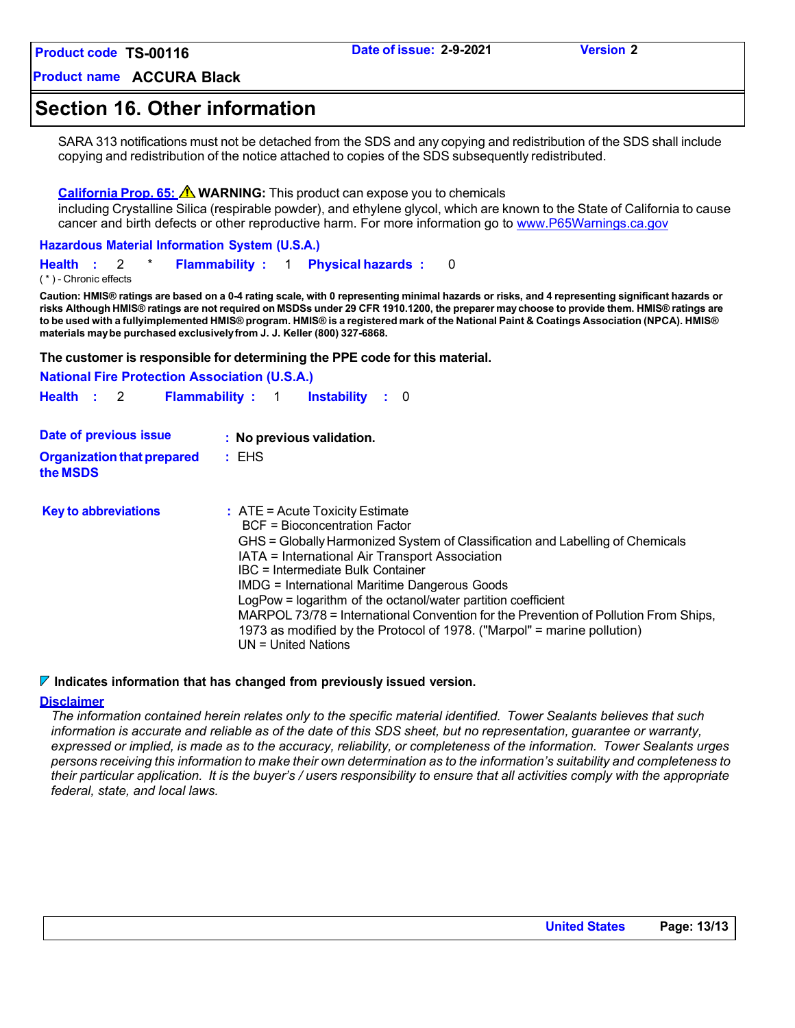## Section 16. Other information

SARA 313 notifications must not be detached from the SDS and any copying and redistribution of the SDS shall include copying and redistribution of the notice attached to copies of the SDS subsequently redistributed.

**California Prop. 65:** ⚠ **WARNING:** This product can expose you to chemicals including Crystalline Silica (respirable powder), and ethylene glycol, which are known to the State of California to cause cancer and birth defects or other reproductive harm. For more information go to www.P65Warnings.ca.gov

**Hazardous Material Information System (U.S.A.)**

**Health :** 2 * **Flammability :** 1 **Physical hazards :** 0

( * ) - Chronic effects

**Caution: HMIS® ratings are based on a 0-4 rating scale, with 0 representing minimal hazards or risks, and 4 representing significant hazards or risks Although HMIS® ratings are not required on MSDSs under 29 CFR 1910.1200, the preparer may choose to provide them. HMIS® ratings are to be used with a fullyimplemented HMIS® program. HMIS® is a registered mark of the National Paint & Coatings Association (NPCA). HMIS® materials maybe purchased exclusively from J. J. Keller (800) 327-6868.**

**The customer is responsible for determining the PPE code for this material.**

**National Fire Protection Association (U.S.A.)**

**Health :** 2 **Flammability :** 1 **Instability :** 0

**Date of previous issue** : **No previous validation.**

**Organization that prepared the MSDS** : EHS

**Key to abbreviations** : ATE = Acute Toxicity Estimate
BCF = Bioconcentration Factor
GHS = Globally Harmonized System of Classification and Labelling of Chemicals
IATA = International Air Transport Association
IBC = Intermediate Bulk Container
IMDG = International Maritime Dangerous Goods
LogPow = logarithm of the octanol/water partition coefficient
MARPOL 73/78 = International Convention for the Prevention of Pollution From Ships, 1973 as modified by the Protocol of 1978. ("Marpol" = marine pollution)
UN = United Nations

**Indicates information that has changed from previously issued version.**

**Disclaimer**

*The information contained herein relates only to the specific material identified. Tower Sealants believes that such information is accurate and reliable as of the date of this SDS sheet, but no representation, guarantee or warranty, expressed or implied, is made as to the accuracy, reliability, or completeness of the information. Tower Sealants urges persons receiving this information to make their own determination as to the information's suitability and completeness to their particular application. It is the buyer's / users responsibility to ensure that all activities comply with the appropriate federal, state, and local laws.*